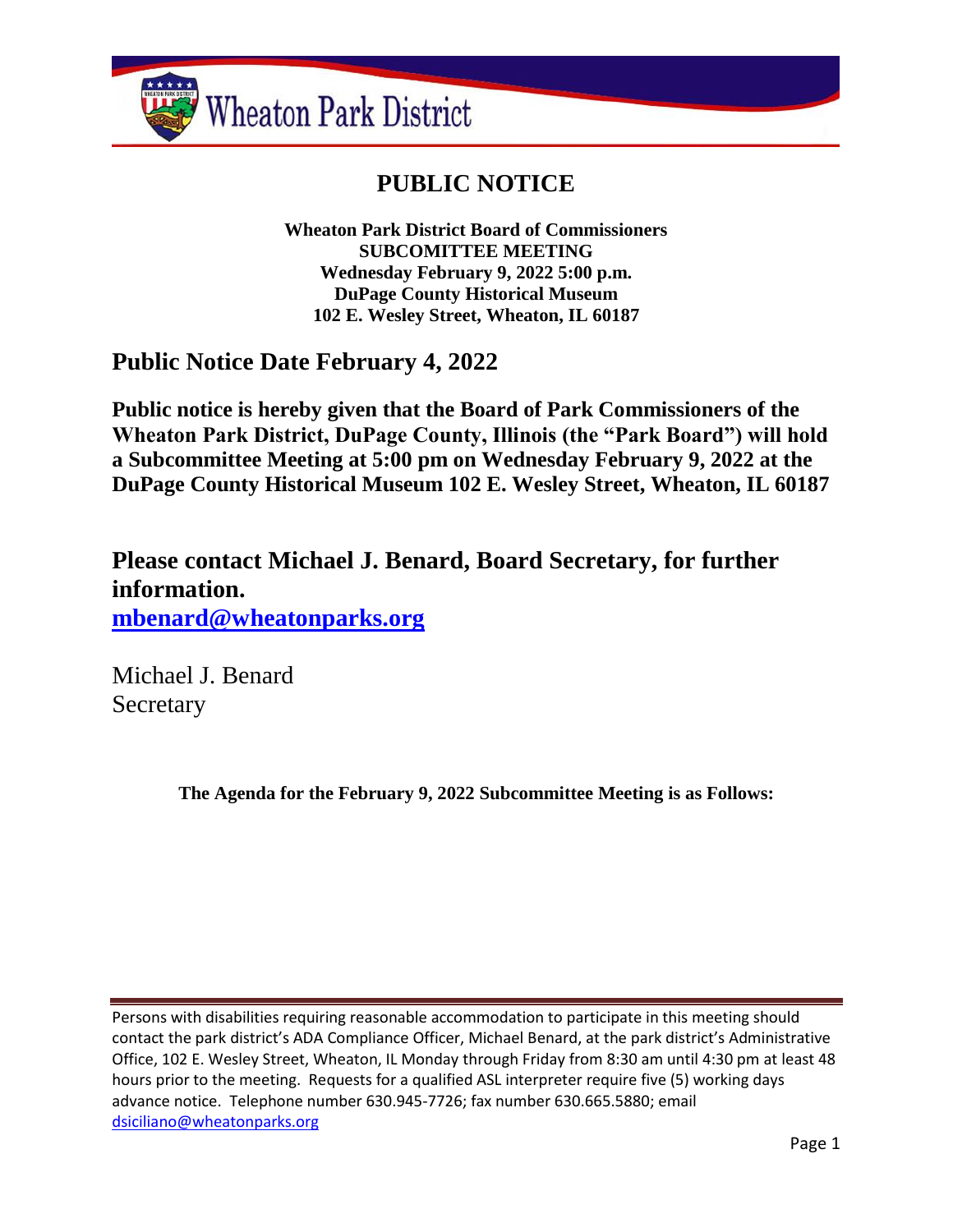Wheaton Park District

# PUBLIC NOTICE

**Wheaton Park District Board of Commissioners**
**SUBCOMITTEE MEETING**
**Wednesday February 9, 2022 5:00 p.m.**
**DuPage County Historical Museum**
**102 E. Wesley Street, Wheaton, IL 60187**

## Public Notice Date February 4, 2022

**Public notice is hereby given that the Board of Park Commissioners of the Wheaton Park District, DuPage County, Illinois (the "Park Board") will hold a Subcommittee Meeting at 5:00 pm on Wednesday February 9, 2022 at the DuPage County Historical Museum 102 E. Wesley Street, Wheaton, IL 60187**

## Please contact Michael J. Benard, Board Secretary, for further information.

**mbenard@wheatonparks.org**

Michael J. Benard
Secretary

**The Agenda for the February 9, 2022 Subcommittee Meeting is as Follows:**

---

Persons with disabilities requiring reasonable accommodation to participate in this meeting should contact the park district's ADA Compliance Officer, Michael Benard, at the park district's Administrative Office, 102 E. Wesley Street, Wheaton, IL Monday through Friday from 8:30 am until 4:30 pm at least 48 hours prior to the meeting. Requests for a qualified ASL interpreter require five (5) working days advance notice. Telephone number 630.945-7726; fax number 630.665.5880; email dsiciliano@wheatonparks.org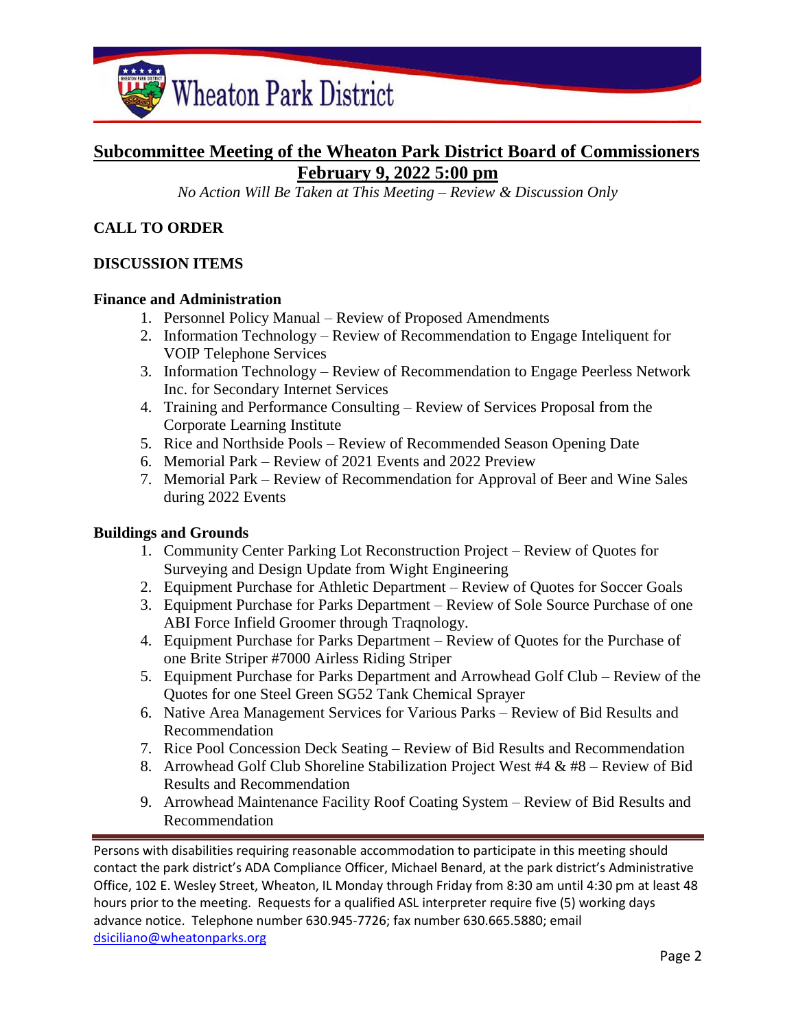# Subcommittee Meeting of the Wheaton Park District Board of Commissioners
## February 9, 2022 5:00 pm

*No Action Will Be Taken at This Meeting – Review & Discussion Only*

**CALL TO ORDER**

**DISCUSSION ITEMS**

**Finance and Administration**

1. Personnel Policy Manual – Review of Proposed Amendments
2. Information Technology – Review of Recommendation to Engage Inteliquent for VOIP Telephone Services
3. Information Technology – Review of Recommendation to Engage Peerless Network Inc. for Secondary Internet Services
4. Training and Performance Consulting – Review of Services Proposal from the Corporate Learning Institute
5. Rice and Northside Pools – Review of Recommended Season Opening Date
6. Memorial Park – Review of 2021 Events and 2022 Preview
7. Memorial Park – Review of Recommendation for Approval of Beer and Wine Sales during 2022 Events

**Buildings and Grounds**

1. Community Center Parking Lot Reconstruction Project – Review of Quotes for Surveying and Design Update from Wight Engineering
2. Equipment Purchase for Athletic Department – Review of Quotes for Soccer Goals
3. Equipment Purchase for Parks Department – Review of Sole Source Purchase of one ABI Force Infield Groomer through Traqnology.
4. Equipment Purchase for Parks Department – Review of Quotes for the Purchase of one Brite Striper #7000 Airless Riding Striper
5. Equipment Purchase for Parks Department and Arrowhead Golf Club – Review of the Quotes for one Steel Green SG52 Tank Chemical Sprayer
6. Native Area Management Services for Various Parks – Review of Bid Results and Recommendation
7. Rice Pool Concession Deck Seating – Review of Bid Results and Recommendation
8. Arrowhead Golf Club Shoreline Stabilization Project West #4 & #8 – Review of Bid Results and Recommendation
9. Arrowhead Maintenance Facility Roof Coating System – Review of Bid Results and Recommendation

---

Persons with disabilities requiring reasonable accommodation to participate in this meeting should contact the park district's ADA Compliance Officer, Michael Benard, at the park district's Administrative Office, 102 E. Wesley Street, Wheaton, IL Monday through Friday from 8:30 am until 4:30 pm at least 48 hours prior to the meeting. Requests for a qualified ASL interpreter require five (5) working days advance notice. Telephone number 630.945-7726; fax number 630.665.5880; email dsiciliano@wheatonparks.org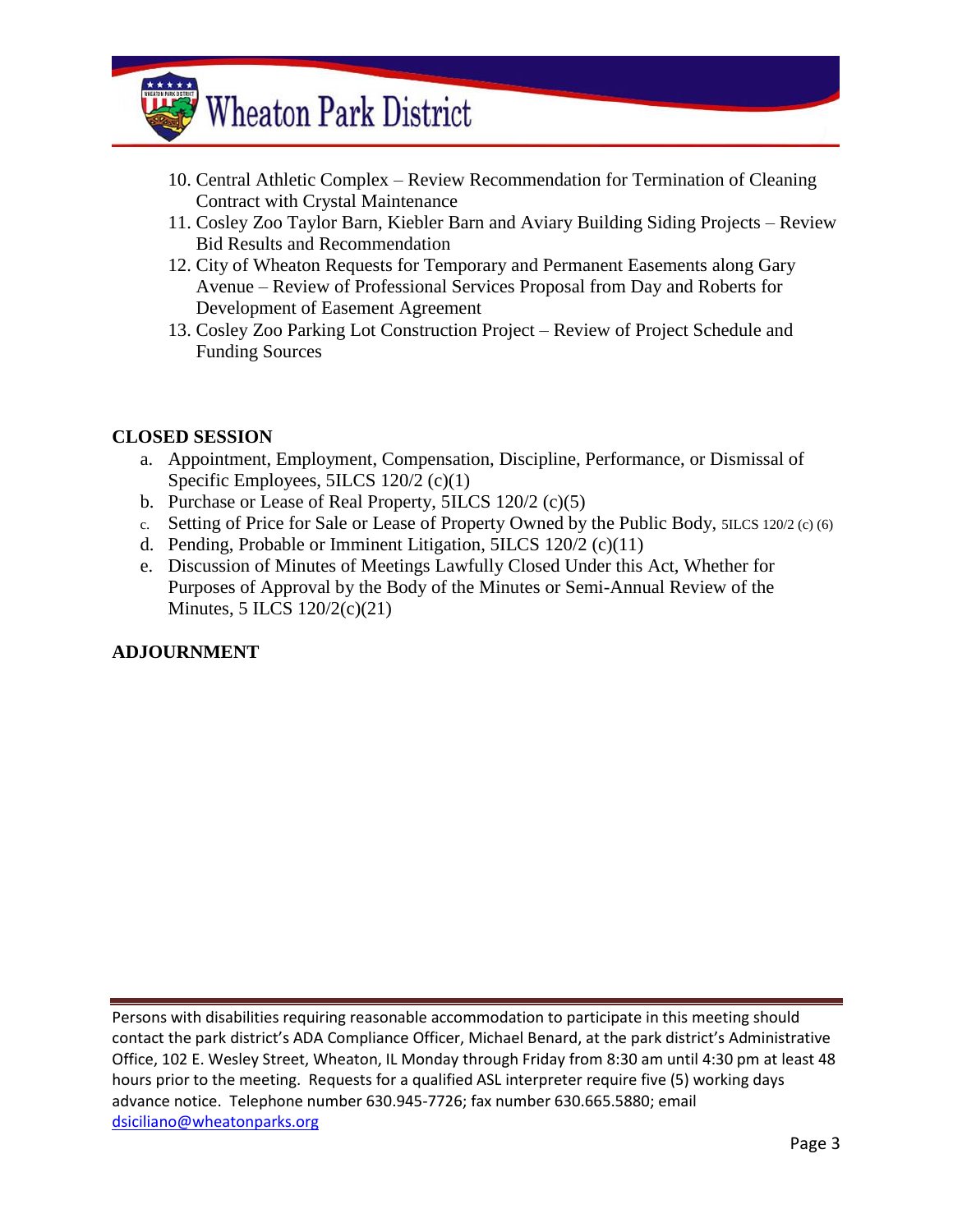10. Central Athletic Complex – Review Recommendation for Termination of Cleaning Contract with Crystal Maintenance
11. Cosley Zoo Taylor Barn, Kiebler Barn and Aviary Building Siding Projects – Review Bid Results and Recommendation
12. City of Wheaton Requests for Temporary and Permanent Easements along Gary Avenue – Review of Professional Services Proposal from Day and Roberts for Development of Easement Agreement
13. Cosley Zoo Parking Lot Construction Project – Review of Project Schedule and Funding Sources

**CLOSED SESSION**

a. Appointment, Employment, Compensation, Discipline, Performance, or Dismissal of Specific Employees, 5ILCS 120/2 (c)(1)
b. Purchase or Lease of Real Property, 5ILCS 120/2 (c)(5)
c. Setting of Price for Sale or Lease of Property Owned by the Public Body, 5ILCS 120/2 (c) (6)
d. Pending, Probable or Imminent Litigation, 5ILCS 120/2 (c)(11)
e. Discussion of Minutes of Meetings Lawfully Closed Under this Act, Whether for Purposes of Approval by the Body of the Minutes or Semi-Annual Review of the Minutes, 5 ILCS 120/2(c)(21)

**ADJOURNMENT**

Persons with disabilities requiring reasonable accommodation to participate in this meeting should contact the park district's ADA Compliance Officer, Michael Benard, at the park district's Administrative Office, 102 E. Wesley Street, Wheaton, IL Monday through Friday from 8:30 am until 4:30 pm at least 48 hours prior to the meeting. Requests for a qualified ASL interpreter require five (5) working days advance notice. Telephone number 630.945-7726; fax number 630.665.5880; email dsiciliano@wheatonparks.org